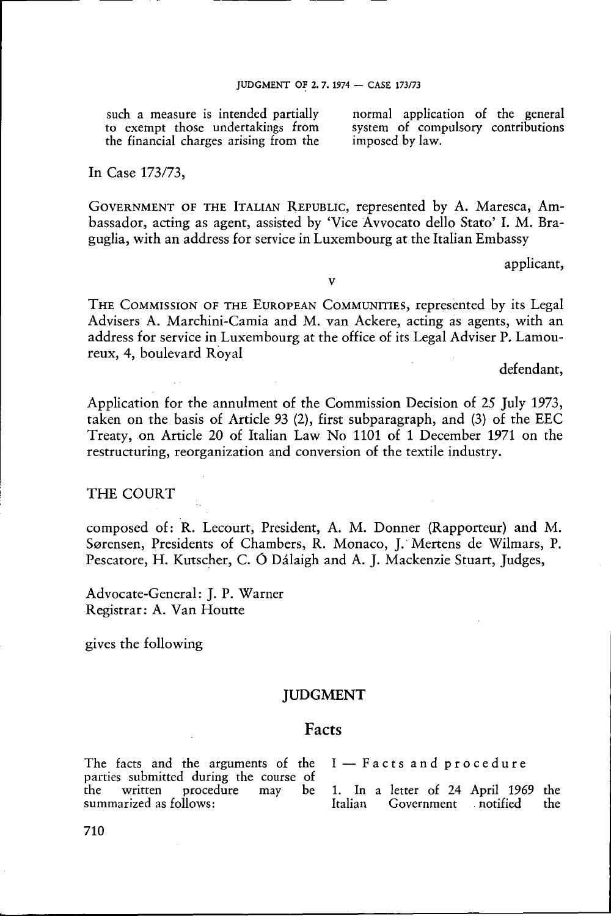such a measure is intended partially to exempt those undertakings from the financial charges arising from the normal application of the general system of compulsory contributions imposed by law.

In Case 173/73,

GOVERNMENT OF THE ITALIAN REPUBLIC, represented by A. Maresca, Ambassador, acting as agent, assisted by 'Vice Avvocato dello Stato' I. M. Braguglia, with an address for service in Luxembourg at the Italian Embassy

applicant,

v

THE COMMISSION OF THE EUROPEAN COMMUNITIES, represented by its Legal Advisers A. Marchini-Camia and M. van Ackere, acting as agents, with an address for service in Luxembourg at the office of its Legal Adviser P. Lamoureux, 4, boulevard Royal

defendant,

Application for the annulment of the Commission Decision of 25 July 1973, taken on the basis of Article 93 (2), first subparagraph, and (3) of the EEC Treaty, on Article 20 of Italian Law No 1101 of 1 December 1971 on the restructuring, reorganization and conversion of the textile industry.

THE COURT

composed of: R. Lecourt, President, A. M. Donner (Rapporteur) and M. Sørensen, Presidents of Chambers, R. Monaco, J. Mertens de Wilmars, P. Pescatore, H. Kutscher, C. Ó Dálaigh and A. J. Mackenzie Stuart, Judges,

Advocate-General: J. P. Warner
Registrar: A. Van Houtte

gives the following

# JUDGMENT

## Facts

The facts and the arguments of the parties submitted during the course of the written procedure may be summarized as follows:

### I — Facts and procedure

1. In a letter of 24 April 1969 the Italian Government notified the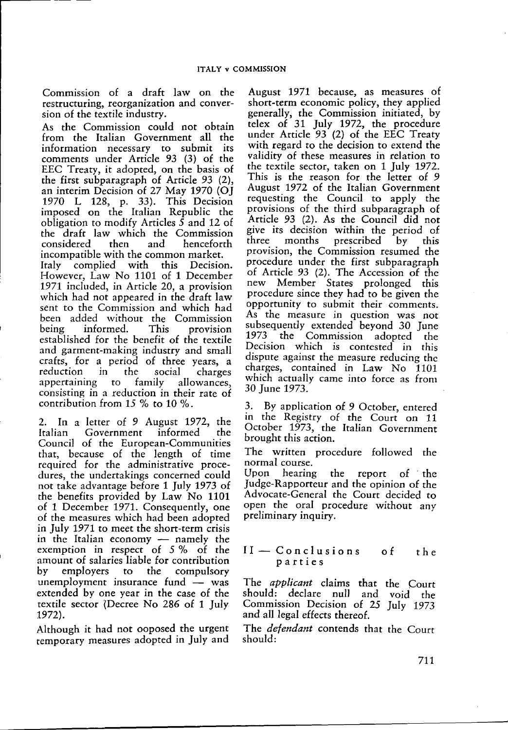Commission of a draft law on the restructuring, reorganization and conversion of the textile industry.

As the Commission could not obtain from the Italian Government all the information necessary to submit its comments under Article 93 (3) of the EEC Treaty, it adopted, on the basis of the first subparagraph of Article 93 (2), an interim Decision of 27 May 1970 (OJ 1970 L 128, p. 33). This Decision imposed on the Italian Republic the obligation to modify Articles 5 and 12 of the draft law which the Commission considered then and henceforth incompatible with the common market.

Italy complied with this Decision. However, Law No 1101 of 1 December 1971 included, in Article 20, a provision which had not appeared in the draft law sent to the Commission and which had been added without the Commission being informed. This provision established for the benefit of the textile and garment-making industry and small crafts, for a period of three years, a reduction in the social charges appertaining to family allowances, consisting in a reduction in their rate of contribution from 15 % to 10 %.

2. In a letter of 9 August 1972, the Italian Government informed the Council of the European-Communities that, because of the length of time required for the administrative procedures, the undertakings concerned could not take advantage before 1 July 1973 of the benefits provided by Law No 1101 of 1 December 1971. Consequently, one of the measures which had been adopted in July 1971 to meet the short-term crisis in the Italian economy — namely the exemption in respect of 5 % of the amount of salaries liable for contribution by employers to the compulsory unemployment insurance fund — was extended by one year in the case of the textile sector (Decree No 286 of 1 July 1972).

Although it had not oopposed the urgent temporary measures adopted in July and August 1971 because, as measures of short-term economic policy, they applied generally, the Commission initiated, by telex of 31 July 1972, the procedure under Article 93 (2) of the EEC Treaty with regard to the decision to extend the validity of these measures in relation to the textile sector, taken on 1 July 1972. This is the reason for the letter of 9 August 1972 of the Italian Government requesting the Council to apply the provisions of the third subparagraph of Article 93 (2). As the Council did not give its decision within the period of three months prescribed by this provision, the Commission resumed the procedure under the first subparagraph of Article 93 (2). The Accession of the new Member States prolonged this procedure since they had to be given the opportunity to submit their comments. As the measure in question was not subsequently extended beyond 30 June 1973 the Commission adopted the Decision which is contested in this dispute against the measure reducing the charges, contained in Law No 1101 which actually came into force as from 30 June 1973.

3. By application of 9 October, entered in the Registry of the Court on 11 October 1973, the Italian Government brought this action.

The written procedure followed the normal course.

Upon hearing the report of the Judge-Rapporteur and the opinion of the Advocate-General the Court decided to open the oral procedure without any preliminary inquiry.

## II — Conclusions of the parties

The *applicant* claims that the Court should: declare null and void the Commission Decision of 25 July 1973 and all legal effects thereof.

The *defendant* contends that the Court should: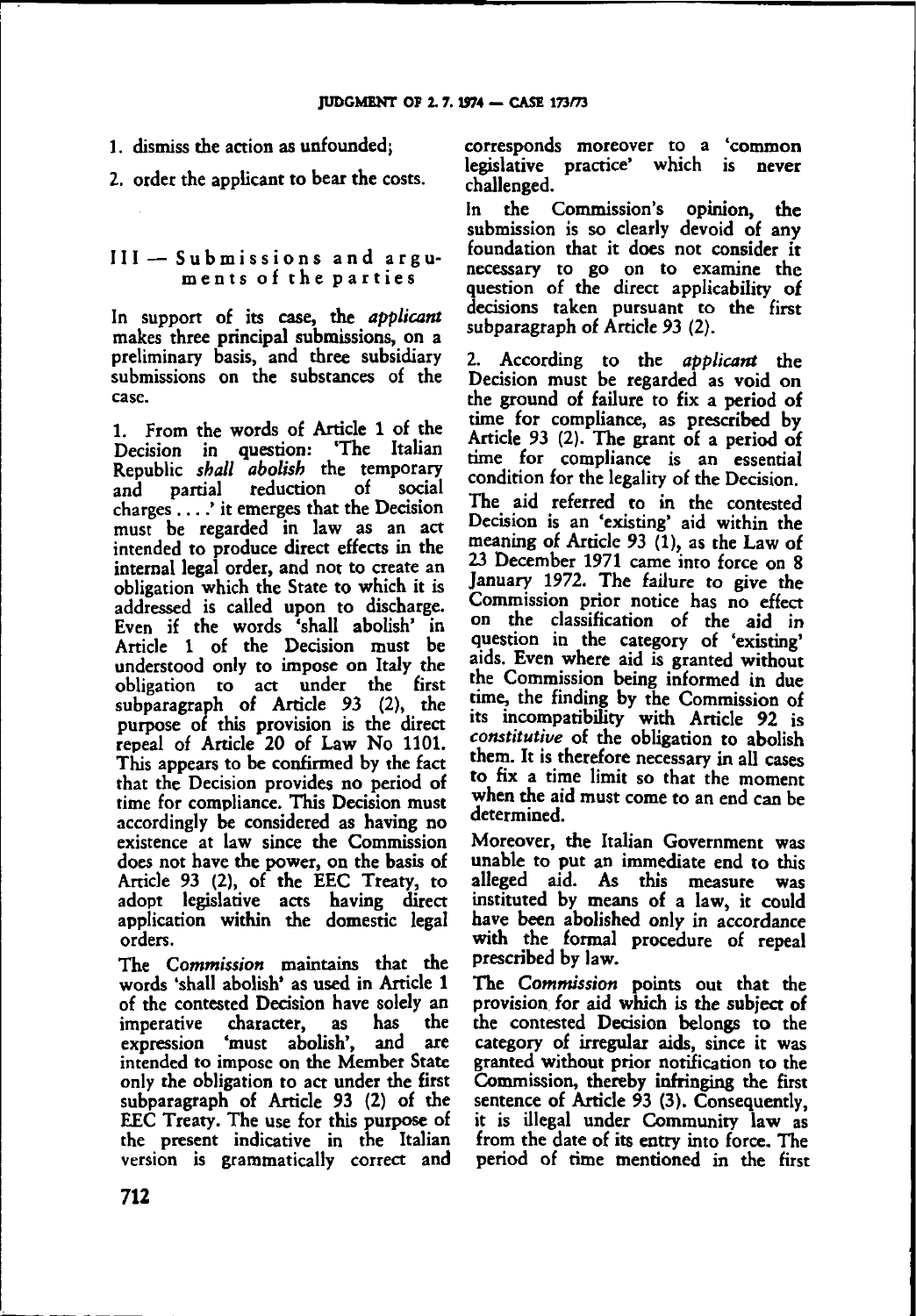1. dismiss the action as unfounded;

2. order the applicant to bear the costs.

## III — Submissions and arguments of the parties

In support of its case, the *applicant* makes three principal submissions, on a preliminary basis, and three subsidiary submissions on the substances of the case.

1. From the words of Article 1 of the Decision in question: 'The Italian Republic *shall abolish* the temporary and partial reduction of social charges ....' it emerges that the Decision must be regarded in law as an act intended to produce direct effects in the internal legal order, and not to create an obligation which the State to which it is addressed is called upon to discharge. Even if the words 'shall abolish' in Article 1 of the Decision must be understood only to impose on Italy the obligation to act under the first subparagraph of Article 93 (2), the purpose of this provision is the direct repeal of Article 20 of Law No 1101. This appears to be confirmed by the fact that the Decision provides no period of time for compliance. This Decision must accordingly be considered as having no existence at law since the Commission does not have the power, on the basis of Article 93 (2), of the EEC Treaty, to adopt legislative acts having direct application within the domestic legal orders.

The *Commission* maintains that the words 'shall abolish' as used in Article 1 of the contested Decision have solely an imperative character, as has the expression 'must abolish', and are intended to impose on the Member State only the obligation to act under the first subparagraph of Article 93 (2) of the EEC Treaty. The use for this purpose of the present indicative in the Italian version is grammatically correct and corresponds moreover to a 'common legislative practice' which is never challenged.

In the Commission's opinion, the submission is so clearly devoid of any foundation that it does not consider it necessary to go on to examine the question of the direct applicability of decisions taken pursuant to the first subparagraph of Article 93 (2).

2. According to the *applicant* the Decision must be regarded as void on the ground of failure to fix a period of time for compliance, as prescribed by Article 93 (2). The grant of a period of time for compliance is an essential condition for the legality of the Decision. The aid referred to in the contested Decision is an 'existing' aid within the meaning of Article 93 (1), as the Law of 23 December 1971 came into force on 8 January 1972. The failure to give the Commission prior notice has no effect on the classification of the aid in question in the category of 'existing' aids. Even where aid is granted without the Commission being informed in due time, the finding by the Commission of its incompatibility with Article 92 is *constitutive* of the obligation to abolish them. It is therefore necessary in all cases to fix a time limit so that the moment when the aid must come to an end can be determined.

Moreover, the Italian Government was unable to put an immediate end to this alleged aid. As this measure was instituted by means of a law, it could have been abolished only in accordance with the formal procedure of repeal prescribed by law.

The *Commission* points out that the provision for aid which is the subject of the contested Decision belongs to the category of irregular aids, since it was granted without prior notification to the Commission, thereby infringing the first sentence of Article 93 (3). Consequently, it is illegal under Community law as from the date of its entry into force. The period of time mentioned in the first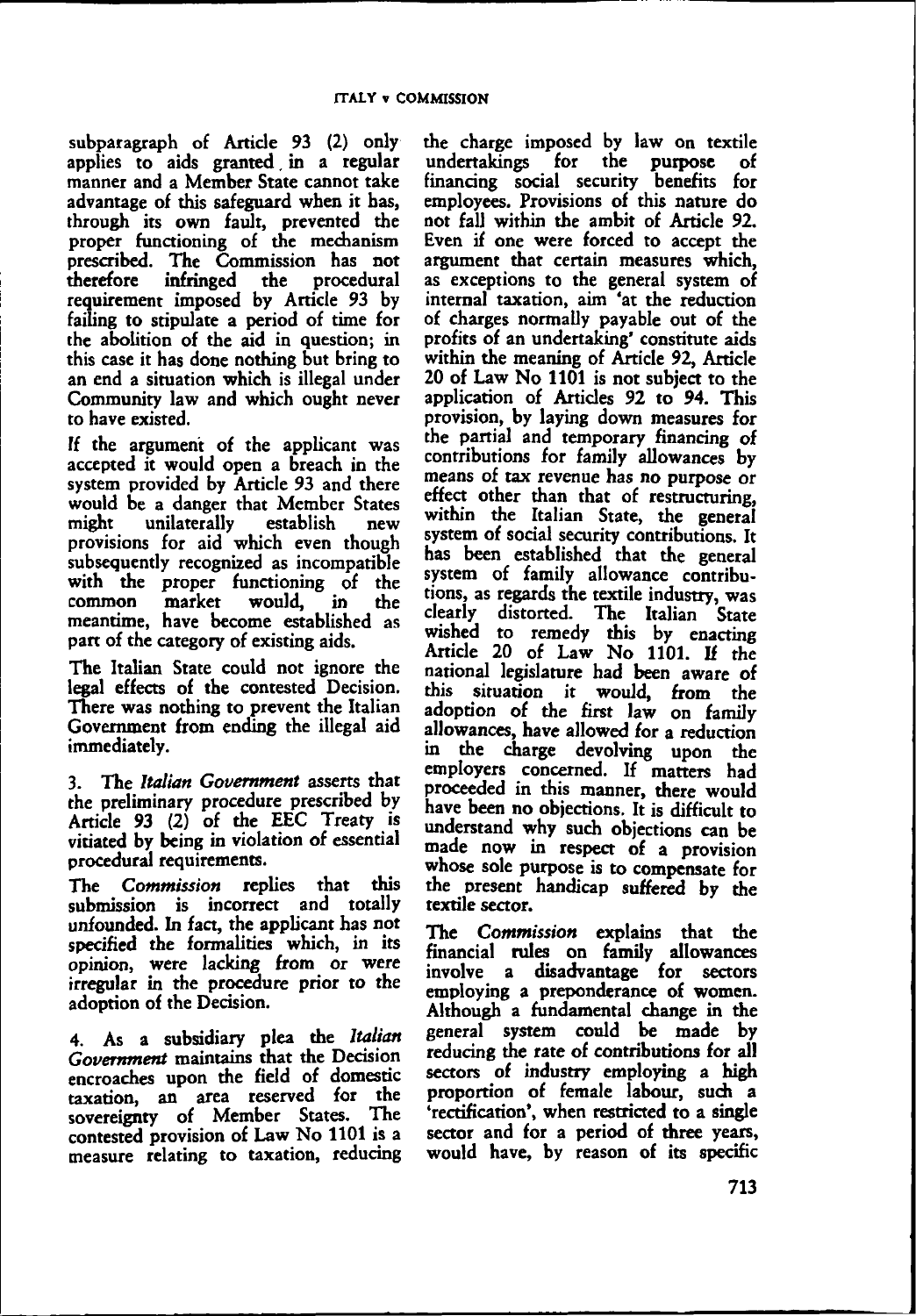subparagraph of Article 93 (2) only applies to aids granted in a regular manner and a Member State cannot take advantage of this safeguard when it has, through its own fault, prevented the proper functioning of the mechanism prescribed. The Commission has not therefore infringed the procedural requirement imposed by Article 93 by failing to stipulate a period of time for the abolition of the aid in question; in this case it has done nothing but bring to an end a situation which is illegal under Community law and which ought never to have existed.

If the argument of the applicant was accepted it would open a breach in the system provided by Article 93 and there would be a danger that Member States might unilaterally establish new provisions for aid which even though subsequently recognized as incompatible with the proper functioning of the common market would, in the meantime, have become established as part of the category of existing aids.

The Italian State could not ignore the legal effects of the contested Decision. There was nothing to prevent the Italian Government from ending the illegal aid immediately.

3. The *Italian Government* asserts that the preliminary procedure prescribed by Article 93 (2) of the EEC Treaty is vitiated by being in violation of essential procedural requirements.

The *Commission* replies that this submission is incorrect and totally unfounded. In fact, the applicant has not specified the formalities which, in its opinion, were lacking from or were irregular in the procedure prior to the adoption of the Decision.

4. As a subsidiary plea the *Italian Government* maintains that the Decision encroaches upon the field of domestic taxation, an area reserved for the sovereignty of Member States. The contested provision of Law No 1101 is a measure relating to taxation, reducing the charge imposed by law on textile undertakings for the purpose of financing social security benefits for employees. Provisions of this nature do not fall within the ambit of Article 92. Even if one were forced to accept the argument that certain measures which, as exceptions to the general system of internal taxation, aim 'at the reduction of charges normally payable out of the profits of an undertaking' constitute aids within the meaning of Article 92, Article 20 of Law No 1101 is not subject to the application of Articles 92 to 94. This provision, by laying down measures for the partial and temporary financing of contributions for family allowances by means of tax revenue has no purpose or effect other than that of restructuring, within the Italian State, the general system of social security contributions. It has been established that the general system of family allowance contributions, as regards the textile industry, was clearly distorted. The Italian State wished to remedy this by enacting Article 20 of Law No 1101. If the national legislature had been aware of this situation it would, from the adoption of the first law on family allowances, have allowed for a reduction in the charge devolving upon the employers concerned. If matters had proceeded in this manner, there would have been no objections. It is difficult to understand why such objections can be made now in respect of a provision whose sole purpose is to compensate for the present handicap suffered by the textile sector.

The *Commission* explains that the financial rules on family allowances involve a disadvantage for sectors employing a preponderance of women. Although a fundamental change in the general system could be made by reducing the rate of contributions for all sectors of industry employing a high proportion of female labour, such a 'rectification', when restricted to a single sector and for a period of three years, would have, by reason of its specific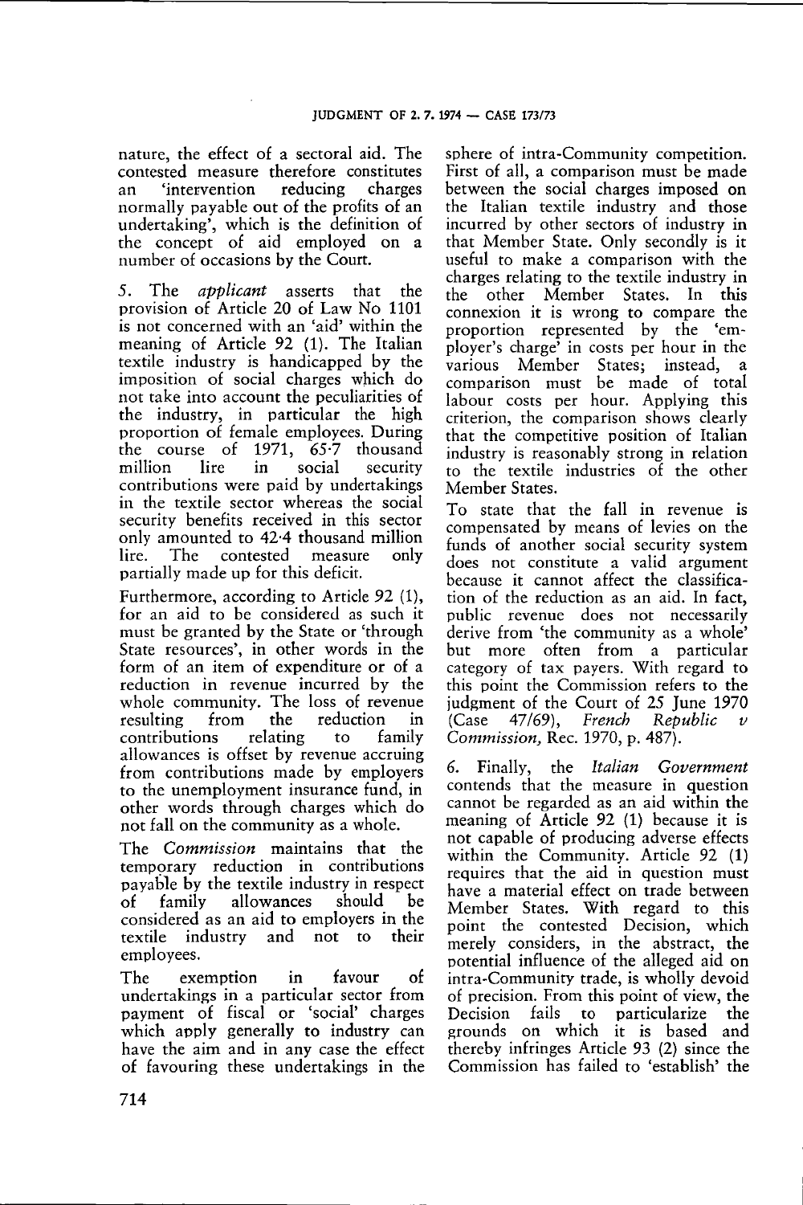nature, the effect of a sectoral aid. The contested measure therefore constitutes an 'intervention reducing charges normally payable out of the profits of an undertaking', which is the definition of the concept of aid employed on a number of occasions by the Court.

5. The *applicant* asserts that the provision of Article 20 of Law No 1101 is not concerned with an 'aid' within the meaning of Article 92 (1). The Italian textile industry is handicapped by the imposition of social charges which do not take into account the peculiarities of the industry, in particular the high proportion of female employees. During the course of 1971, 65·7 thousand million lire in social security contributions were paid by undertakings in the textile sector whereas the social security benefits received in this sector only amounted to 42·4 thousand million lire. The contested measure only partially made up for this deficit.

Furthermore, according to Article 92 (1), for an aid to be considered as such it must be granted by the State or 'through State resources', in other words in the form of an item of expenditure or of a reduction in revenue incurred by the whole community. The loss of revenue resulting from the reduction in contributions relating to family allowances is offset by revenue accruing from contributions made by employers to the unemployment insurance fund, in other words through charges which do not fall on the community as a whole.

The *Commission* maintains that the temporary reduction in contributions payable by the textile industry in respect of family allowances should be considered as an aid to employers in the textile industry and not to their employees.

The exemption in favour of undertakings in a particular sector from payment of fiscal or 'social' charges which apply generally to industry can have the aim and in any case the effect of favouring these undertakings in the sphere of intra-Community competition. First of all, a comparison must be made between the social charges imposed on the Italian textile industry and those incurred by other sectors of industry in that Member State. Only secondly is it useful to make a comparison with the charges relating to the textile industry in the other Member States. In this connexion it is wrong to compare the proportion represented by the 'employer's charge' in costs per hour in the various Member States; instead, a comparison must be made of total labour costs per hour. Applying this criterion, the comparison shows clearly that the competitive position of Italian industry is reasonably strong in relation to the textile industries of the other Member States.

To state that the fall in revenue is compensated by means of levies on the funds of another social security system does not constitute a valid argument because it cannot affect the classification of the reduction as an aid. In fact, public revenue does not necessarily derive from 'the community as a whole' but more often from a particular category of tax payers. With regard to this point the Commission refers to the judgment of the Court of 25 June 1970 (Case 47/69), *French Republic v Commission*, Rec. 1970, p. 487).

6. Finally, the *Italian Government* contends that the measure in question cannot be regarded as an aid within the meaning of Article 92 (1) because it is not capable of producing adverse effects within the Community. Article 92 (1) requires that the aid in question must have a material effect on trade between Member States. With regard to this point the contested Decision, which merely considers, in the abstract, the potential influence of the alleged aid on intra-Community trade, is wholly devoid of precision. From this point of view, the Decision fails to particularize the grounds on which it is based and thereby infringes Article 93 (2) since the Commission has failed to 'establish' the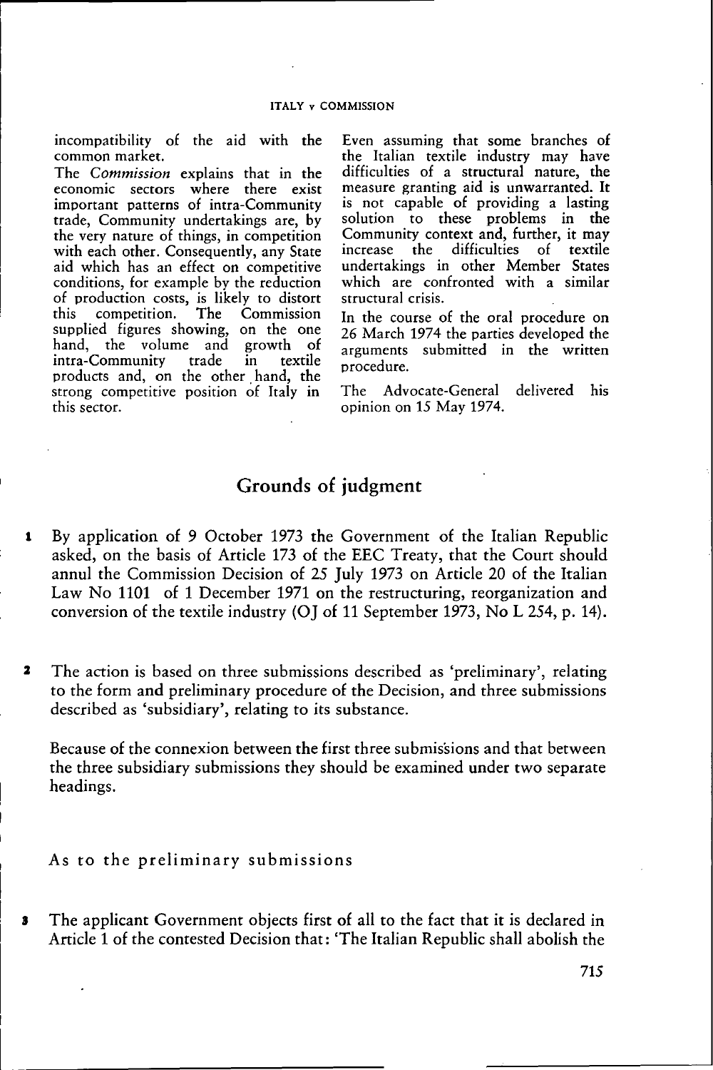incompatibility of the aid with the common market.

The *Commission* explains that in the economic sectors where there exist important patterns of intra-Community trade, Community undertakings are, by the very nature of things, in competition with each other. Consequently, any State aid which has an effect on competitive conditions, for example by the reduction of production costs, is likely to distort this competition. The Commission supplied figures showing, on the one hand, the volume and growth of intra-Community trade in textile products and, on the other hand, the strong competitive position of Italy in this sector.

Even assuming that some branches of the Italian textile industry may have difficulties of a structural nature, the measure granting aid is unwarranted. It is not capable of providing a lasting solution to these problems in the Community context and, further, it may increase the difficulties of textile undertakings in other Member States which are confronted with a similar structural crisis.

In the course of the oral procedure on 26 March 1974 the parties developed the arguments submitted in the written procedure.

The Advocate-General delivered his opinion on 15 May 1974.

## Grounds of judgment

1 By application of 9 October 1973 the Government of the Italian Republic asked, on the basis of Article 173 of the EEC Treaty, that the Court should annul the Commission Decision of 25 July 1973 on Article 20 of the Italian Law No 1101 of 1 December 1971 on the restructuring, reorganization and conversion of the textile industry (OJ of 11 September 1973, No L 254, p. 14).

2 The action is based on three submissions described as 'preliminary', relating to the form and preliminary procedure of the Decision, and three submissions described as 'subsidiary', relating to its substance.

Because of the connexion between the first three submissions and that between the three subsidiary submissions they should be examined under two separate headings.

### As to the preliminary submissions

3 The applicant Government objects first of all to the fact that it is declared in Article 1 of the contested Decision that: 'The Italian Republic shall abolish the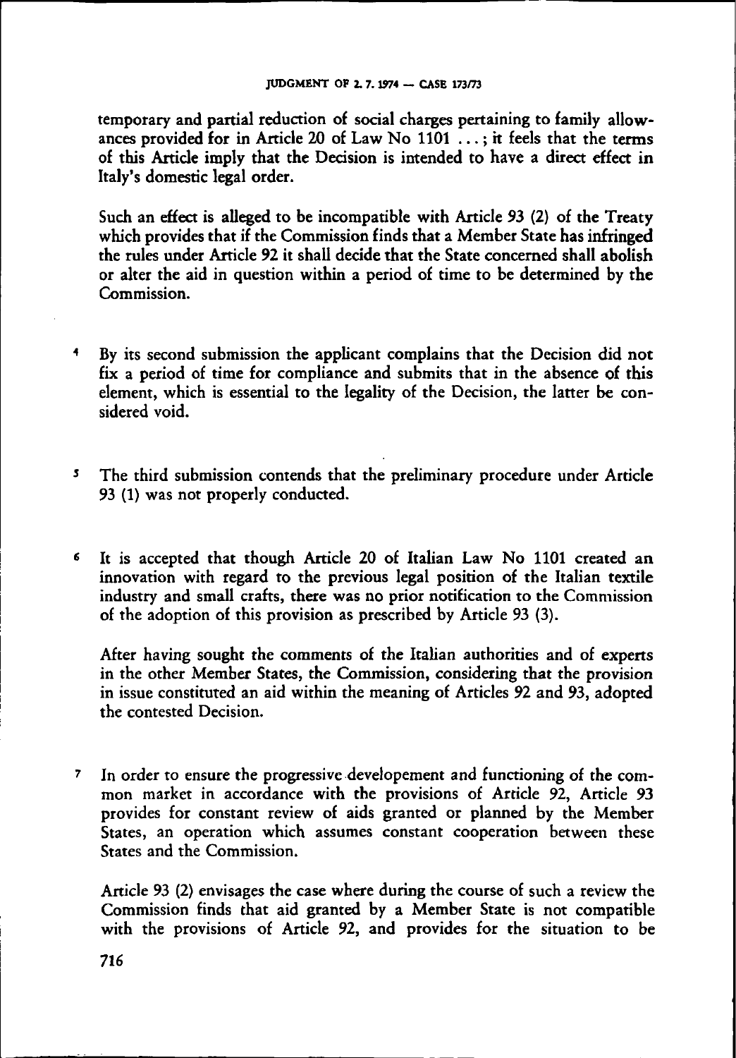temporary and partial reduction of social charges pertaining to family allowances provided for in Article 20 of Law No 1101 . . . ; it feels that the terms of this Article imply that the Decision is intended to have a direct effect in Italy's domestic legal order.

Such an effect is alleged to be incompatible with Article 93 (2) of the Treaty which provides that if the Commission finds that a Member State has infringed the rules under Article 92 it shall decide that the State concerned shall abolish or alter the aid in question within a period of time to be determined by the Commission.

4 By its second submission the applicant complains that the Decision did not fix a period of time for compliance and submits that in the absence of this element, which is essential to the legality of the Decision, the latter be considered void.

5 The third submission contends that the preliminary procedure under Article 93 (1) was not properly conducted.

6 It is accepted that though Article 20 of Italian Law No 1101 created an innovation with regard to the previous legal position of the Italian textile industry and small crafts, there was no prior notification to the Commission of the adoption of this provision as prescribed by Article 93 (3).

After having sought the comments of the Italian authorities and of experts in the other Member States, the Commission, considering that the provision in issue constituted an aid within the meaning of Articles 92 and 93, adopted the contested Decision.

7 In order to ensure the progressive developement and functioning of the common market in accordance with the provisions of Article 92, Article 93 provides for constant review of aids granted or planned by the Member States, an operation which assumes constant cooperation between these States and the Commission.

Article 93 (2) envisages the case where during the course of such a review the Commission finds that aid granted by a Member State is not compatible with the provisions of Article 92, and provides for the situation to be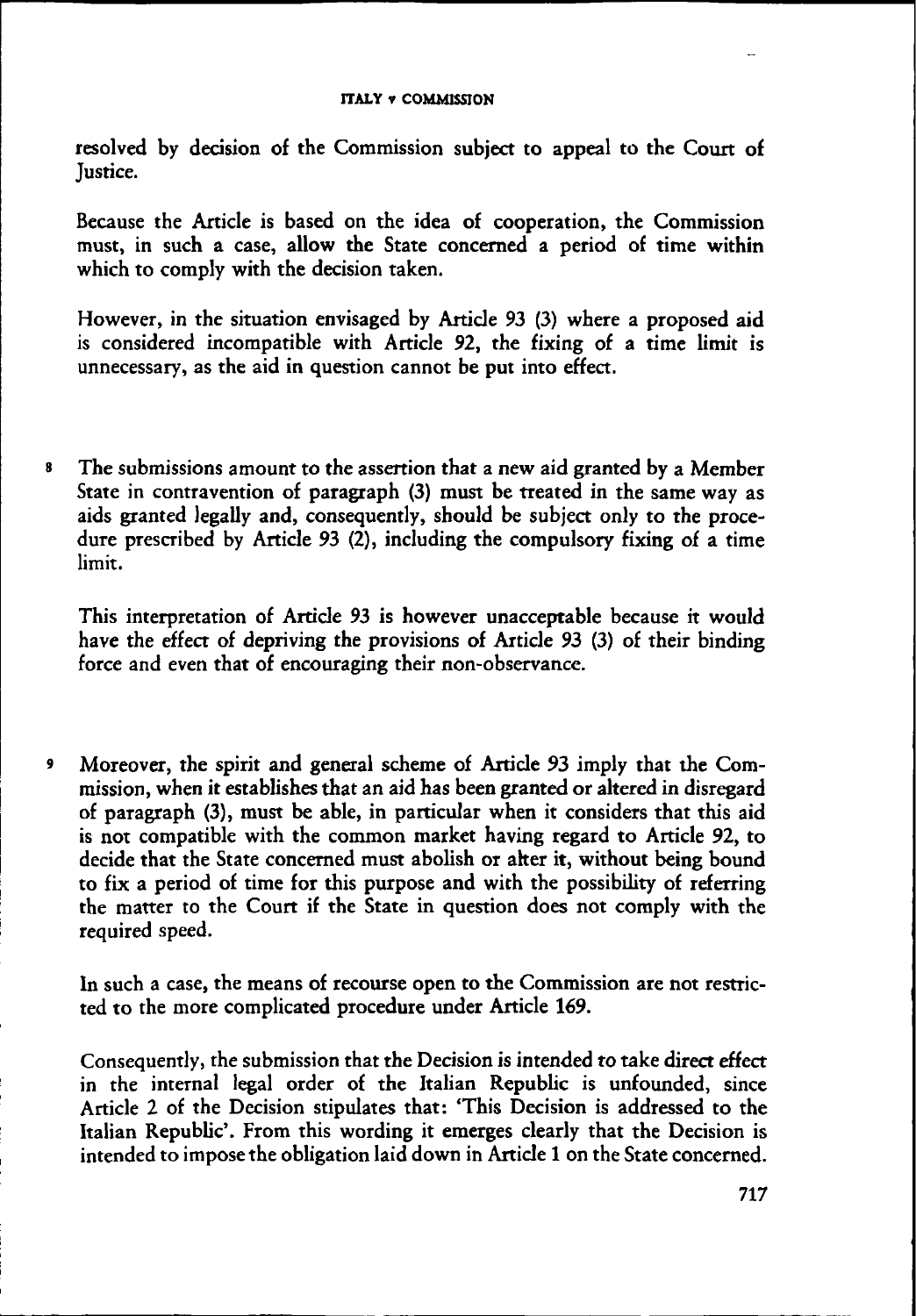resolved by decision of the Commission subject to appeal to the Court of Justice.

Because the Article is based on the idea of cooperation, the Commission must, in such a case, allow the State concerned a period of time within which to comply with the decision taken.

However, in the situation envisaged by Article 93 (3) where a proposed aid is considered incompatible with Article 92, the fixing of a time limit is unnecessary, as the aid in question cannot be put into effect.

8 The submissions amount to the assertion that a new aid granted by a Member State in contravention of paragraph (3) must be treated in the same way as aids granted legally and, consequently, should be subject only to the procedure prescribed by Article 93 (2), including the compulsory fixing of a time limit.

This interpretation of Article 93 is however unacceptable because it would have the effect of depriving the provisions of Article 93 (3) of their binding force and even that of encouraging their non-observance.

9 Moreover, the spirit and general scheme of Article 93 imply that the Commission, when it establishes that an aid has been granted or altered in disregard of paragraph (3), must be able, in particular when it considers that this aid is not compatible with the common market having regard to Article 92, to decide that the State concerned must abolish or alter it, without being bound to fix a period of time for this purpose and with the possibility of referring the matter to the Court if the State in question does not comply with the required speed.

In such a case, the means of recourse open to the Commission are not restricted to the more complicated procedure under Article 169.

Consequently, the submission that the Decision is intended to take direct effect in the internal legal order of the Italian Republic is unfounded, since Article 2 of the Decision stipulates that: 'This Decision is addressed to the Italian Republic'. From this wording it emerges clearly that the Decision is intended to impose the obligation laid down in Article 1 on the State concerned.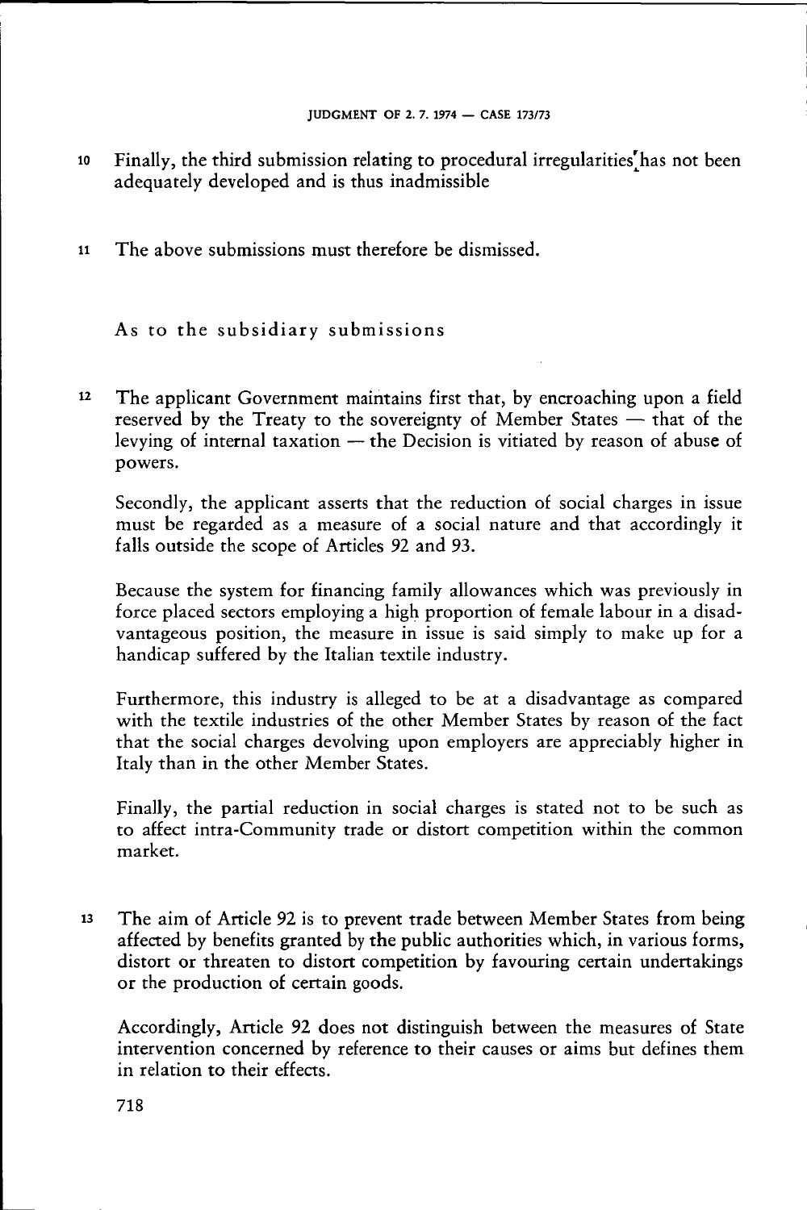10 Finally, the third submission relating to procedural irregularities has not been adequately developed and is thus inadmissible

11 The above submissions must therefore be dismissed.

### As to the subsidiary submissions

12 The applicant Government maintains first that, by encroaching upon a field reserved by the Treaty to the sovereignty of Member States — that of the levying of internal taxation — the Decision is vitiated by reason of abuse of powers.

Secondly, the applicant asserts that the reduction of social charges in issue must be regarded as a measure of a social nature and that accordingly it falls outside the scope of Articles 92 and 93.

Because the system for financing family allowances which was previously in force placed sectors employing a high proportion of female labour in a disadvantageous position, the measure in issue is said simply to make up for a handicap suffered by the Italian textile industry.

Furthermore, this industry is alleged to be at a disadvantage as compared with the textile industries of the other Member States by reason of the fact that the social charges devolving upon employers are appreciably higher in Italy than in the other Member States.

Finally, the partial reduction in social charges is stated not to be such as to affect intra-Community trade or distort competition within the common market.

13 The aim of Article 92 is to prevent trade between Member States from being affected by benefits granted by the public authorities which, in various forms, distort or threaten to distort competition by favouring certain undertakings or the production of certain goods.

Accordingly, Article 92 does not distinguish between the measures of State intervention concerned by reference to their causes or aims but defines them in relation to their effects.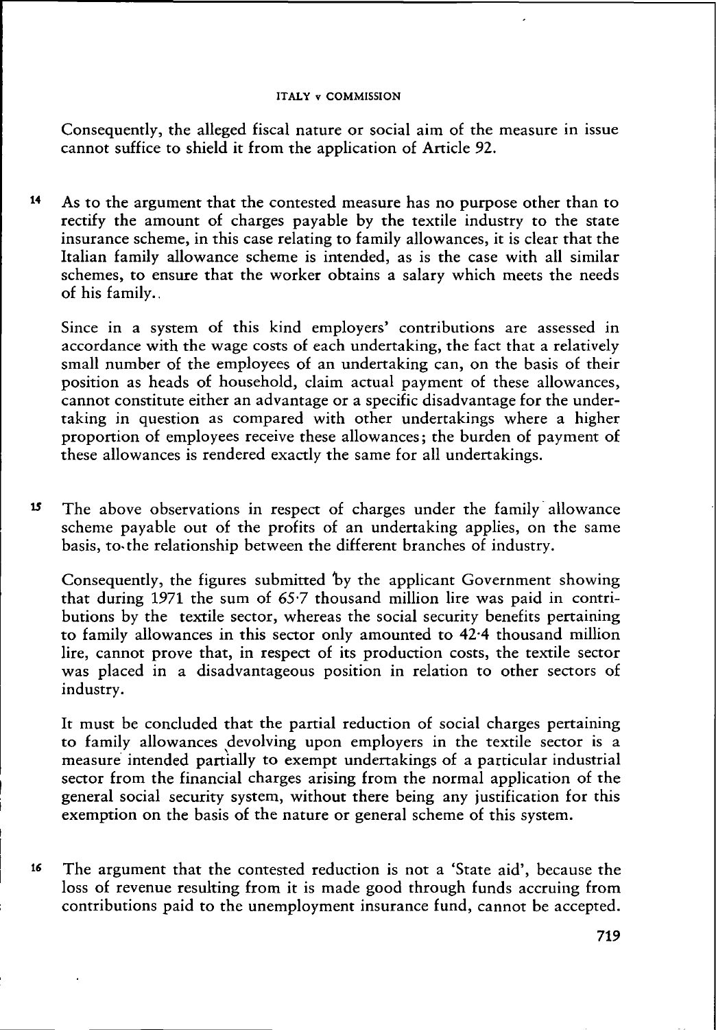Consequently, the alleged fiscal nature or social aim of the measure in issue cannot suffice to shield it from the application of Article 92.

14 As to the argument that the contested measure has no purpose other than to rectify the amount of charges payable by the textile industry to the state insurance scheme, in this case relating to family allowances, it is clear that the Italian family allowance scheme is intended, as is the case with all similar schemes, to ensure that the worker obtains a salary which meets the needs of his family.

Since in a system of this kind employers' contributions are assessed in accordance with the wage costs of each undertaking, the fact that a relatively small number of the employees of an undertaking can, on the basis of their position as heads of household, claim actual payment of these allowances, cannot constitute either an advantage or a specific disadvantage for the undertaking in question as compared with other undertakings where a higher proportion of employees receive these allowances; the burden of payment of these allowances is rendered exactly the same for all undertakings.

15 The above observations in respect of charges under the family allowance scheme payable out of the profits of an undertaking applies, on the same basis, to the relationship between the different branches of industry.

Consequently, the figures submitted by the applicant Government showing that during 1971 the sum of 65·7 thousand million lire was paid in contributions by the textile sector, whereas the social security benefits pertaining to family allowances in this sector only amounted to 42·4 thousand million lire, cannot prove that, in respect of its production costs, the textile sector was placed in a disadvantageous position in relation to other sectors of industry.

It must be concluded that the partial reduction of social charges pertaining to family allowances devolving upon employers in the textile sector is a measure intended partially to exempt undertakings of a particular industrial sector from the financial charges arising from the normal application of the general social security system, without there being any justification for this exemption on the basis of the nature or general scheme of this system.

16 The argument that the contested reduction is not a 'State aid', because the loss of revenue resulting from it is made good through funds accruing from contributions paid to the unemployment insurance fund, cannot be accepted.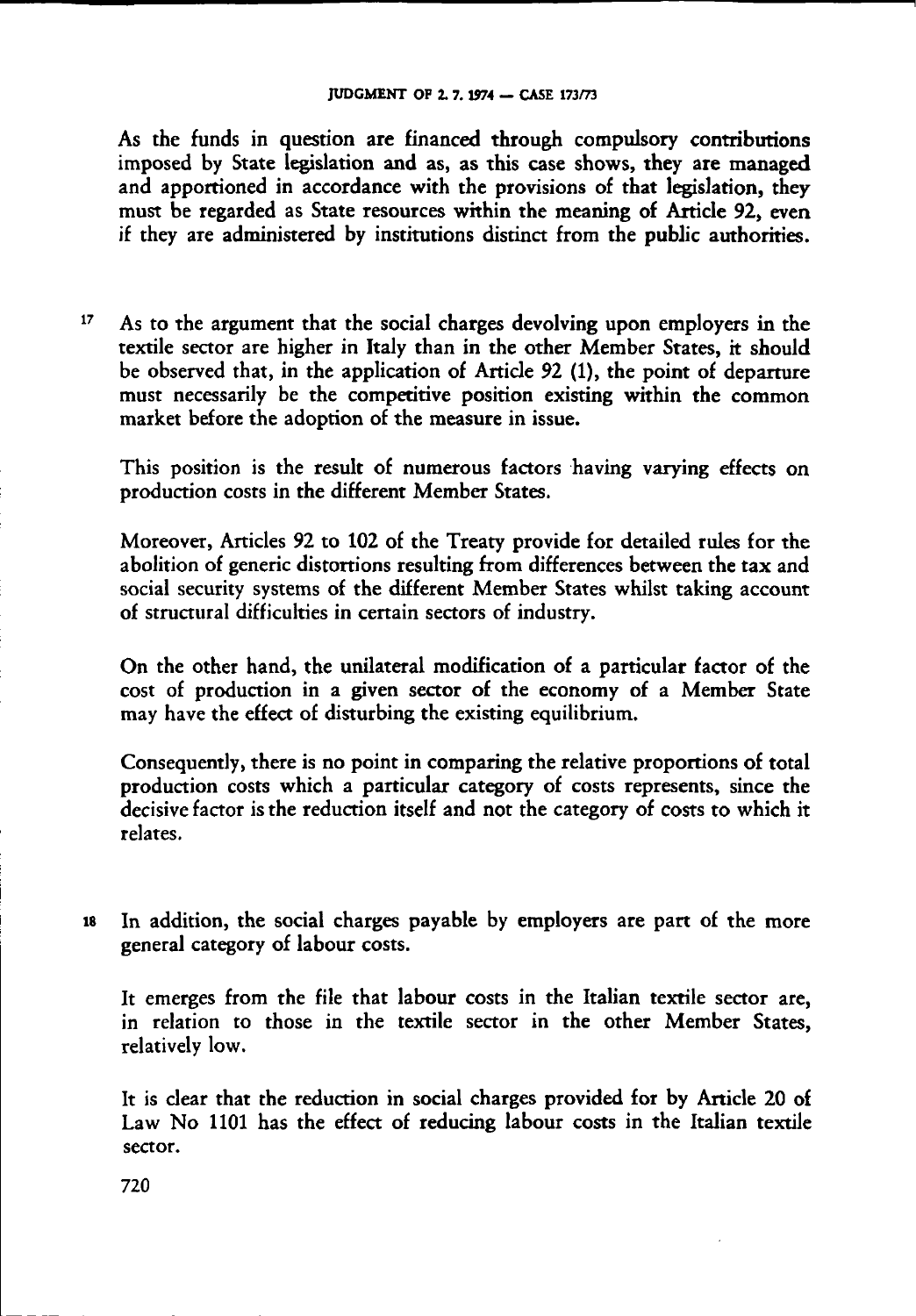As the funds in question are financed through compulsory contributions imposed by State legislation and as, as this case shows, they are managed and apportioned in accordance with the provisions of that legislation, they must be regarded as State resources within the meaning of Article 92, even if they are administered by institutions distinct from the public authorities.

17 As to the argument that the social charges devolving upon employers in the textile sector are higher in Italy than in the other Member States, it should be observed that, in the application of Article 92 (1), the point of departure must necessarily be the competitive position existing within the common market before the adoption of the measure in issue.

This position is the result of numerous factors having varying effects on production costs in the different Member States.

Moreover, Articles 92 to 102 of the Treaty provide for detailed rules for the abolition of generic distortions resulting from differences between the tax and social security systems of the different Member States whilst taking account of structural difficulties in certain sectors of industry.

On the other hand, the unilateral modification of a particular factor of the cost of production in a given sector of the economy of a Member State may have the effect of disturbing the existing equilibrium.

Consequently, there is no point in comparing the relative proportions of total production costs which a particular category of costs represents, since the decisive factor is the reduction itself and not the category of costs to which it relates.

18 In addition, the social charges payable by employers are part of the more general category of labour costs.

It emerges from the file that labour costs in the Italian textile sector are, in relation to those in the textile sector in the other Member States, relatively low.

It is clear that the reduction in social charges provided for by Article 20 of Law No 1101 has the effect of reducing labour costs in the Italian textile sector.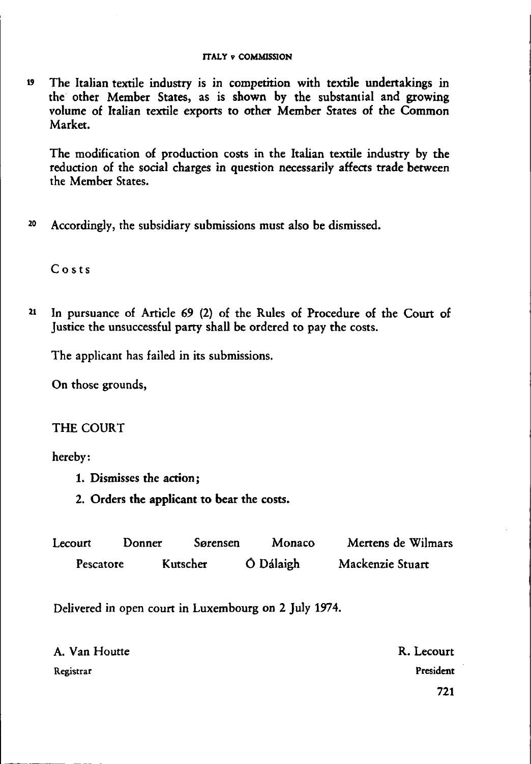19 The Italian textile industry is in competition with textile undertakings in the other Member States, as is shown by the substantial and growing volume of Italian textile exports to other Member States of the Common Market.

The modification of production costs in the Italian textile industry by the reduction of the social charges in question necessarily affects trade between the Member States.

20 Accordingly, the subsidiary submissions must also be dismissed.

## Costs

21 In pursuance of Article 69 (2) of the Rules of Procedure of the Court of Justice the unsuccessful party shall be ordered to pay the costs.

The applicant has failed in its submissions.

On those grounds,

THE COURT

hereby:

1. Dismisses the action;
2. **Orders the applicant to bear the costs.**

Lecourt Donner Sørensen Monaco Mertens de Wilmars

Pescatore Kutscher Ó Dálaigh Mackenzie Stuart

Delivered in open court in Luxembourg on 2 July 1974.

A. Van Houtte
Registrar

R. Lecourt
President